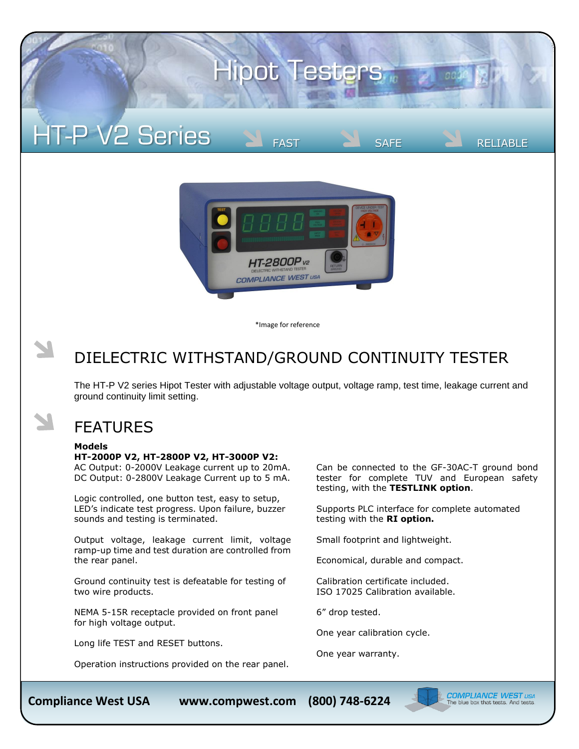# Hipot Testers

## HT-P V2 Series

FAST SAFE RELIABLE

*Image for reference

## DIELECTRIC WITHSTAND/GROUND CONTINUITY TESTER

The HT-P V2 series Hipot Tester with adjustable voltage output, voltage ramp, test time, leakage current and ground continuity limit setting.

## FEATURES

**Models**

**HT-2000P V2, HT-2800P V2, HT-3000P V2:**
AC Output: 0-2000V Leakage current up to 20mA.
DC Output: 0-2800V Leakage Current up to 5 mA.

Logic controlled, one button test, easy to setup, LED's indicate test progress. Upon failure, buzzer sounds and testing is terminated.

Output voltage, leakage current limit, voltage ramp-up time and test duration are controlled from the rear panel.

Ground continuity test is defeatable for testing of two wire products.

NEMA 5-15R receptacle provided on front panel for high voltage output.

Long life TEST and RESET buttons.

Operation instructions provided on the rear panel.

Can be connected to the GF-30AC-T ground bond tester for complete TUV and European safety testing, with the **TESTLINK option**.

Supports PLC interface for complete automated testing with the **RI option.**

Small footprint and lightweight.

Economical, durable and compact.

Calibration certificate included.
ISO 17025 Calibration available.

6" drop tested.

One year calibration cycle.

One year warranty.

**Compliance West USA** **www.compwest.com** **(800) 748-6224**

COMPLIANCE WEST USA — The blue box that tests. And tests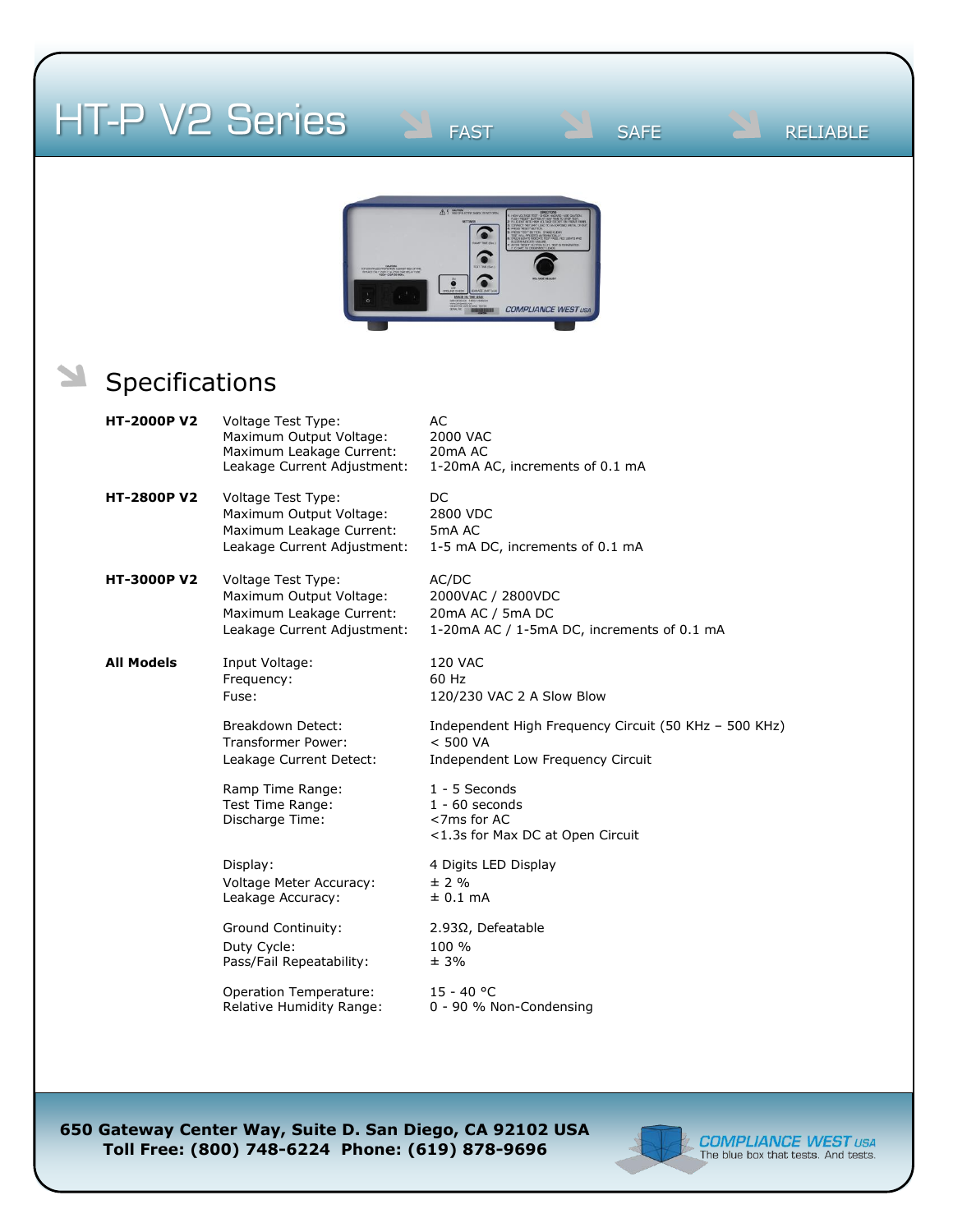# HT-P V2 Series

FAST SAFE RELIABLE

## Specifications

| Model | Parameter | Value |
|---|---|---|
| **HT-2000P V2** | Voltage Test Type: | AC |
| | Maximum Output Voltage: | 2000 VAC |
| | Maximum Leakage Current: | 20mA AC |
| | Leakage Current Adjustment: | 1-20mA AC, increments of 0.1 mA |
| **HT-2800P V2** | Voltage Test Type: | DC |
| | Maximum Output Voltage: | 2800 VDC |
| | Maximum Leakage Current: | 5mA AC |
| | Leakage Current Adjustment: | 1-5 mA DC, increments of 0.1 mA |
| **HT-3000P V2** | Voltage Test Type: | AC/DC |
| | Maximum Output Voltage: | 2000VAC / 2800VDC |
| | Maximum Leakage Current: | 20mA AC / 5mA DC |
| | Leakage Current Adjustment: | 1-20mA AC / 1-5mA DC, increments of 0.1 mA |
| **All Models** | Input Voltage: | 120 VAC |
| | Frequency: | 60 Hz |
| | Fuse: | 120/230 VAC 2 A Slow Blow |
| | Breakdown Detect: | Independent High Frequency Circuit (50 KHz – 500 KHz) |
| | Transformer Power: | < 500 VA |
| | Leakage Current Detect: | Independent Low Frequency Circuit |
| | Ramp Time Range: | 1 - 5 Seconds |
| | Test Time Range: | 1 - 60 seconds |
| | Discharge Time: | <7ms for AC<br><1.3s for Max DC at Open Circuit |
| | Display: | 4 Digits LED Display |
| | Voltage Meter Accuracy: | ± 2 % |
| | Leakage Accuracy: | ± 0.1 mA |
| | Ground Continuity: | 2.93Ω, Defeatable |
| | Duty Cycle: | 100 % |
| | Pass/Fail Repeatability: | ± 3% |
| | Operation Temperature: | 15 - 40 °C |
| | Relative Humidity Range: | 0 - 90 % Non-Condensing |

**650 Gateway Center Way, Suite D. San Diego, CA 92102 USA**
**Toll Free: (800) 748-6224 Phone: (619) 878-9696**

COMPLIANCE WEST USA — The blue box that tests. And tests.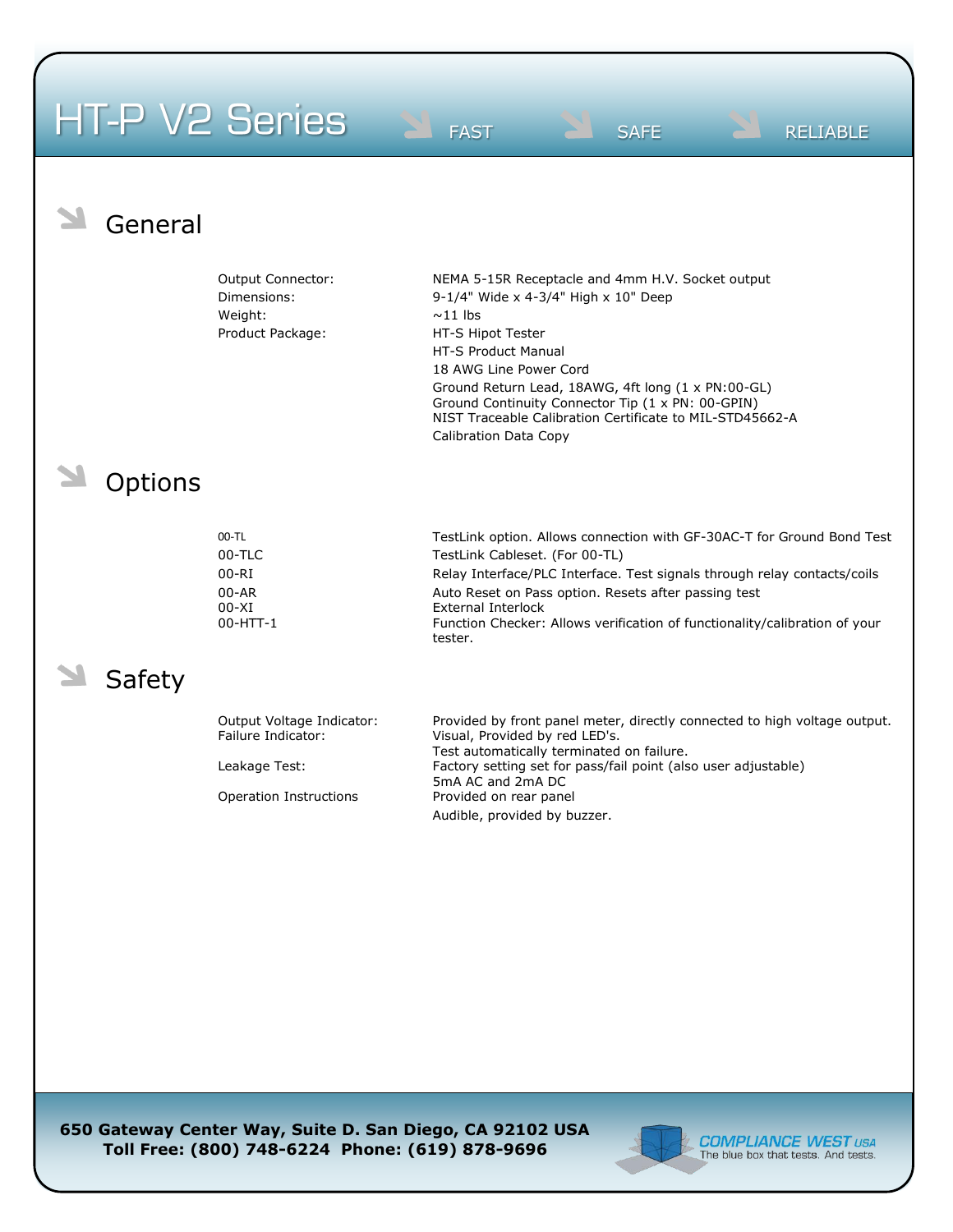# HT-P V2 Series

FAST SAFE RELIABLE

## General

| | |
|---|---|
| Output Connector: | NEMA 5-15R Receptacle and 4mm H.V. Socket output |
| Dimensions: | 9-1/4" Wide x 4-3/4" High x 10" Deep |
| Weight: | ~11 lbs |
| Product Package: | HT-S Hipot Tester |
| | HT-S Product Manual |
| | 18 AWG Line Power Cord |
| | Ground Return Lead, 18AWG, 4ft long (1 x PN:00-GL) |
| | Ground Continuity Connector Tip (1 x PN: 00-GPIN) |
| | NIST Traceable Calibration Certificate to MIL-STD45662-A |
| | Calibration Data Copy |

## Options

| | |
|---|---|
| 00-TL | TestLink option. Allows connection with GF-30AC-T for Ground Bond Test |
| 00-TLC | TestLink Cableset. (For 00-TL) |
| 00-RI | Relay Interface/PLC Interface. Test signals through relay contacts/coils |
| 00-AR | Auto Reset on Pass option. Resets after passing test |
| 00-XI | External Interlock |
| 00-HTT-1 | Function Checker: Allows verification of functionality/calibration of your tester. |

## Safety

| | |
|---|---|
| Output Voltage Indicator: | Provided by front panel meter, directly connected to high voltage output. |
| Failure Indicator: | Visual, Provided by red LED's. |
| | Test automatically terminated on failure. |
| Leakage Test: | Factory setting set for pass/fail point (also user adjustable) |
| | 5mA AC and 2mA DC |
| Operation Instructions | Provided on rear panel |
| | Audible, provided by buzzer. |

**650 Gateway Center Way, Suite D. San Diego, CA 92102 USA**
**Toll Free: (800) 748-6224 Phone: (619) 878-9696**

COMPLIANCE WEST USA
The blue box that tests. And tests.